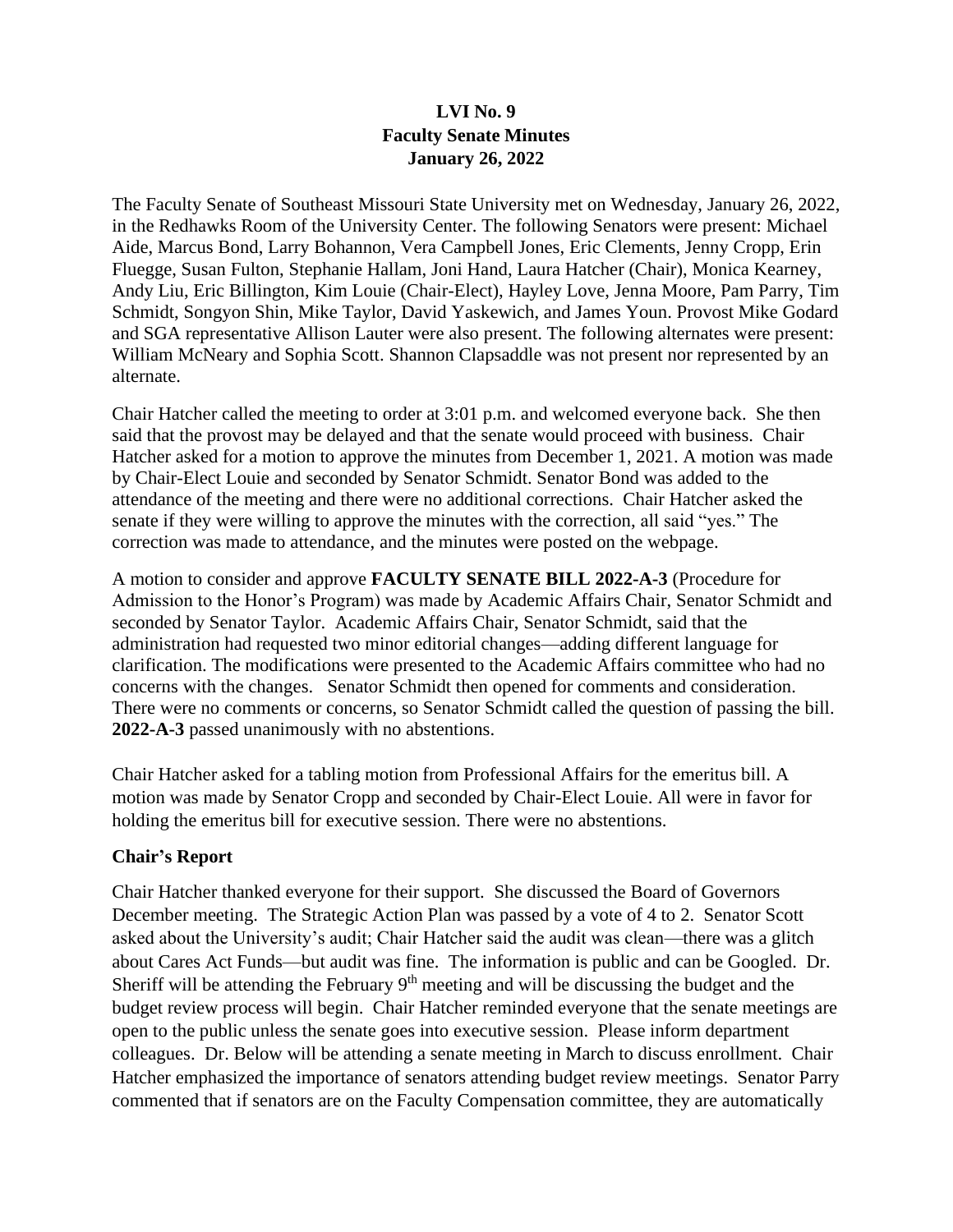**LVI No. 9**
**Faculty Senate Minutes**
**January 26, 2022**

The Faculty Senate of Southeast Missouri State University met on Wednesday, January 26, 2022, in the Redhawks Room of the University Center. The following Senators were present: Michael Aide, Marcus Bond, Larry Bohannon, Vera Campbell Jones, Eric Clements, Jenny Cropp, Erin Fluegge, Susan Fulton, Stephanie Hallam, Joni Hand, Laura Hatcher (Chair), Monica Kearney, Andy Liu, Eric Billington, Kim Louie (Chair-Elect), Hayley Love, Jenna Moore, Pam Parry, Tim Schmidt, Songyon Shin, Mike Taylor, David Yaskewich, and James Youn. Provost Mike Godard and SGA representative Allison Lauter were also present. The following alternates were present: William McNeary and Sophia Scott. Shannon Clapsaddle was not present nor represented by an alternate.

Chair Hatcher called the meeting to order at 3:01 p.m. and welcomed everyone back. She then said that the provost may be delayed and that the senate would proceed with business. Chair Hatcher asked for a motion to approve the minutes from December 1, 2021. A motion was made by Chair-Elect Louie and seconded by Senator Schmidt. Senator Bond was added to the attendance of the meeting and there were no additional corrections. Chair Hatcher asked the senate if they were willing to approve the minutes with the correction, all said "yes." The correction was made to attendance, and the minutes were posted on the webpage.

A motion to consider and approve **FACULTY SENATE BILL 2022-A-3** (Procedure for Admission to the Honor's Program) was made by Academic Affairs Chair, Senator Schmidt and seconded by Senator Taylor. Academic Affairs Chair, Senator Schmidt, said that the administration had requested two minor editorial changes—adding different language for clarification. The modifications were presented to the Academic Affairs committee who had no concerns with the changes. Senator Schmidt then opened for comments and consideration. There were no comments or concerns, so Senator Schmidt called the question of passing the bill. **2022-A-3** passed unanimously with no abstentions.

Chair Hatcher asked for a tabling motion from Professional Affairs for the emeritus bill. A motion was made by Senator Cropp and seconded by Chair-Elect Louie. All were in favor for holding the emeritus bill for executive session. There were no abstentions.

## Chair's Report

Chair Hatcher thanked everyone for their support. She discussed the Board of Governors December meeting. The Strategic Action Plan was passed by a vote of 4 to 2. Senator Scott asked about the University's audit; Chair Hatcher said the audit was clean—there was a glitch about Cares Act Funds—but audit was fine. The information is public and can be Googled. Dr. Sheriff will be attending the February 9th meeting and will be discussing the budget and the budget review process will begin. Chair Hatcher reminded everyone that the senate meetings are open to the public unless the senate goes into executive session. Please inform department colleagues. Dr. Below will be attending a senate meeting in March to discuss enrollment. Chair Hatcher emphasized the importance of senators attending budget review meetings. Senator Parry commented that if senators are on the Faculty Compensation committee, they are automatically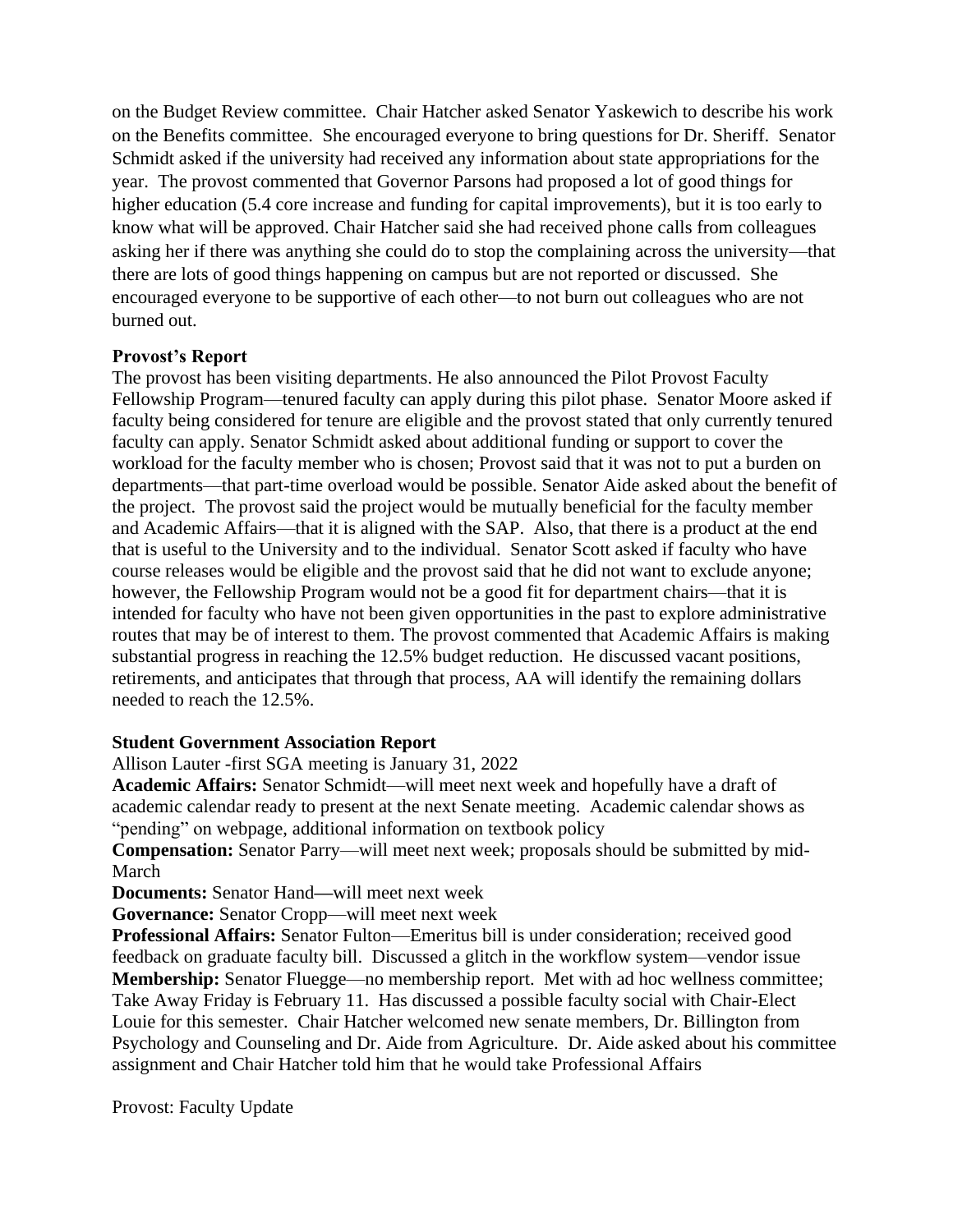on the Budget Review committee. Chair Hatcher asked Senator Yaskewich to describe his work on the Benefits committee. She encouraged everyone to bring questions for Dr. Sheriff. Senator Schmidt asked if the university had received any information about state appropriations for the year. The provost commented that Governor Parsons had proposed a lot of good things for higher education (5.4 core increase and funding for capital improvements), but it is too early to know what will be approved. Chair Hatcher said she had received phone calls from colleagues asking her if there was anything she could do to stop the complaining across the university—that there are lots of good things happening on campus but are not reported or discussed. She encouraged everyone to be supportive of each other—to not burn out colleagues who are not burned out.

**Provost's Report**

The provost has been visiting departments. He also announced the Pilot Provost Faculty Fellowship Program—tenured faculty can apply during this pilot phase. Senator Moore asked if faculty being considered for tenure are eligible and the provost stated that only currently tenured faculty can apply. Senator Schmidt asked about additional funding or support to cover the workload for the faculty member who is chosen; Provost said that it was not to put a burden on departments—that part-time overload would be possible. Senator Aide asked about the benefit of the project. The provost said the project would be mutually beneficial for the faculty member and Academic Affairs—that it is aligned with the SAP. Also, that there is a product at the end that is useful to the University and to the individual. Senator Scott asked if faculty who have course releases would be eligible and the provost said that he did not want to exclude anyone; however, the Fellowship Program would not be a good fit for department chairs—that it is intended for faculty who have not been given opportunities in the past to explore administrative routes that may be of interest to them. The provost commented that Academic Affairs is making substantial progress in reaching the 12.5% budget reduction. He discussed vacant positions, retirements, and anticipates that through that process, AA will identify the remaining dollars needed to reach the 12.5%.

**Student Government Association Report**

Allison Lauter -first SGA meeting is January 31, 2022

**Academic Affairs:** Senator Schmidt—will meet next week and hopefully have a draft of academic calendar ready to present at the next Senate meeting. Academic calendar shows as "pending" on webpage, additional information on textbook policy

**Compensation:** Senator Parry—will meet next week; proposals should be submitted by mid-March

**Documents:** Senator Hand**—**will meet next week

**Governance:** Senator Cropp—will meet next week

**Professional Affairs:** Senator Fulton—Emeritus bill is under consideration; received good feedback on graduate faculty bill. Discussed a glitch in the workflow system—vendor issue

**Membership:** Senator Fluegge—no membership report. Met with ad hoc wellness committee; Take Away Friday is February 11. Has discussed a possible faculty social with Chair-Elect Louie for this semester. Chair Hatcher welcomed new senate members, Dr. Billington from Psychology and Counseling and Dr. Aide from Agriculture. Dr. Aide asked about his committee assignment and Chair Hatcher told him that he would take Professional Affairs

Provost: Faculty Update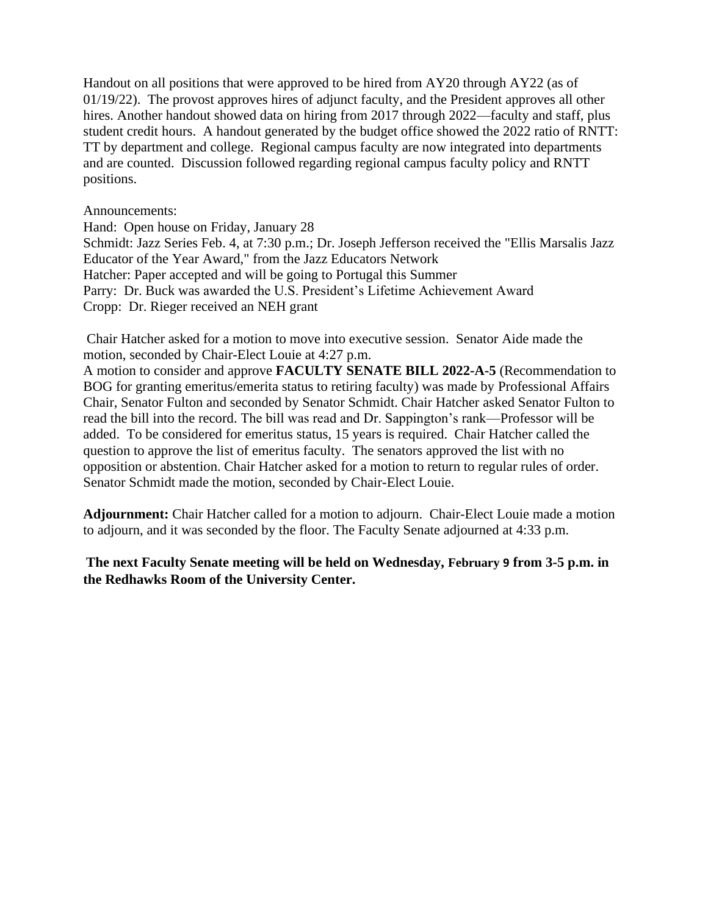Handout on all positions that were approved to be hired from AY20 through AY22 (as of 01/19/22). The provost approves hires of adjunct faculty, and the President approves all other hires. Another handout showed data on hiring from 2017 through 2022—faculty and staff, plus student credit hours. A handout generated by the budget office showed the 2022 ratio of RNTT: TT by department and college. Regional campus faculty are now integrated into departments and are counted. Discussion followed regarding regional campus faculty policy and RNTT positions.

Announcements:
Hand: Open house on Friday, January 28
Schmidt: Jazz Series Feb. 4, at 7:30 p.m.; Dr. Joseph Jefferson received the "Ellis Marsalis Jazz Educator of the Year Award," from the Jazz Educators Network
Hatcher: Paper accepted and will be going to Portugal this Summer
Parry: Dr. Buck was awarded the U.S. President's Lifetime Achievement Award
Cropp: Dr. Rieger received an NEH grant

Chair Hatcher asked for a motion to move into executive session. Senator Aide made the motion, seconded by Chair-Elect Louie at 4:27 p.m.
A motion to consider and approve **FACULTY SENATE BILL 2022-A-5** (Recommendation to BOG for granting emeritus/emerita status to retiring faculty) was made by Professional Affairs Chair, Senator Fulton and seconded by Senator Schmidt. Chair Hatcher asked Senator Fulton to read the bill into the record. The bill was read and Dr. Sappington's rank—Professor will be added. To be considered for emeritus status, 15 years is required. Chair Hatcher called the question to approve the list of emeritus faculty. The senators approved the list with no opposition or abstention. Chair Hatcher asked for a motion to return to regular rules of order. Senator Schmidt made the motion, seconded by Chair-Elect Louie.

**Adjournment:** Chair Hatcher called for a motion to adjourn. Chair-Elect Louie made a motion to adjourn, and it was seconded by the floor. The Faculty Senate adjourned at 4:33 p.m.

**The next Faculty Senate meeting will be held on Wednesday, February 9 from 3-5 p.m. in the Redhawks Room of the University Center.**